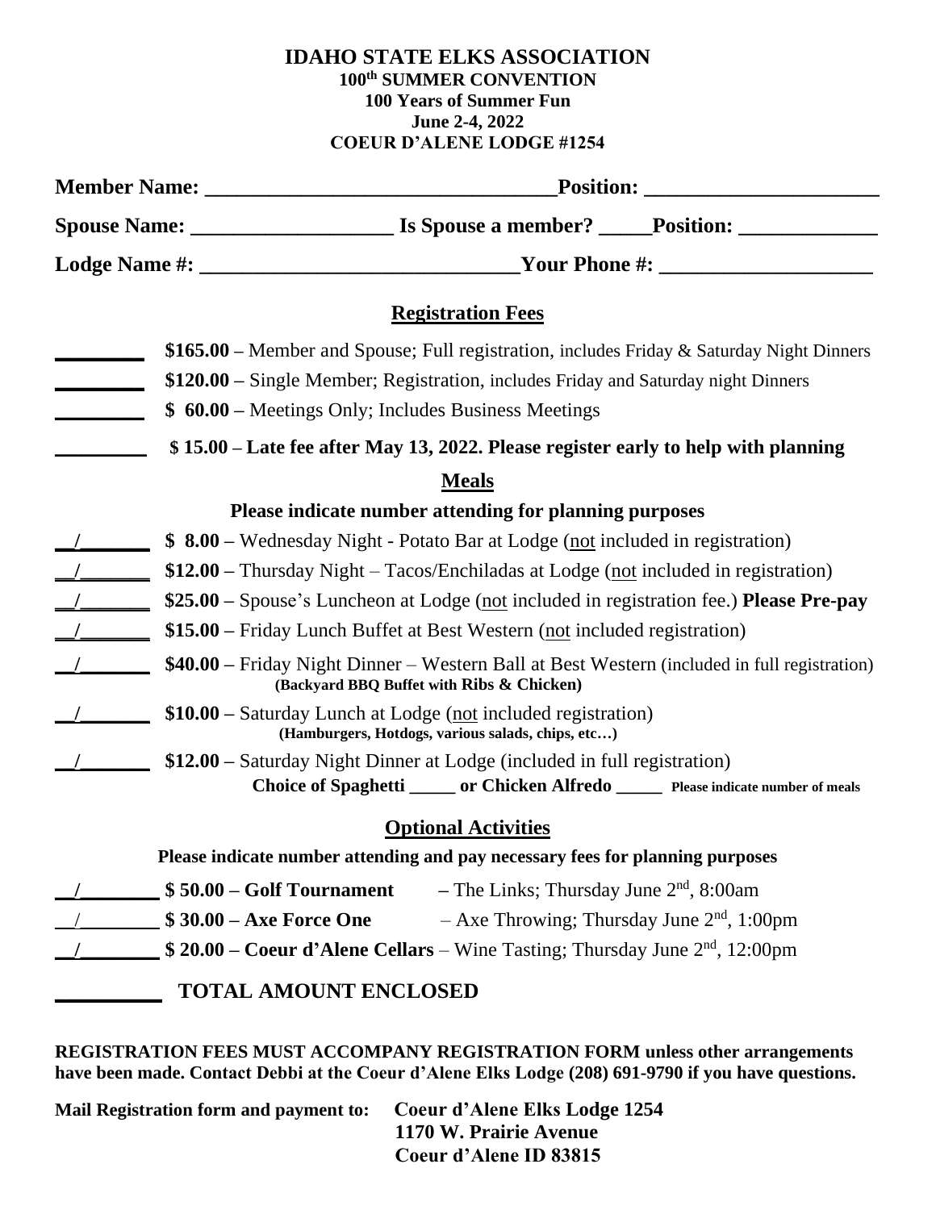# IDAHO STATE ELKS ASSOCIATION

**100th SUMMER CONVENTION**
**100 Years of Summer Fun**
**June 2-4, 2022**
**COEUR D'ALENE LODGE #1254**

**Member Name:** _________________________________ **Position:** ______________________

**Spouse Name:** __________________ **Is Spouse a member?** _____ **Position:** _____________

**Lodge Name #:** ______________________________ **Your Phone #:** ____________________

## Registration Fees

________ **$165.00** – Member and Spouse; Full registration, includes Friday & Saturday Night Dinners

________ **$120.00** – Single Member; Registration, includes Friday and Saturday night Dinners

________ **$ 60.00** – Meetings Only; Includes Business Meetings

________ **$ 15.00 – Late fee after May 13, 2022. Please register early to help with planning**

## Meals

**Please indicate number attending for planning purposes**

__/______ **$ 8.00** – Wednesday Night - Potato Bar at Lodge (not included in registration)

__/______ **$12.00** – Thursday Night – Tacos/Enchiladas at Lodge (not included in registration)

__/______ **$25.00** – Spouse's Luncheon at Lodge (not included in registration fee.) **Please Pre-pay**

__/______ **$15.00** – Friday Lunch Buffet at Best Western (not included registration)

__/______ **$40.00** – Friday Night Dinner – Western Ball at Best Western (included in full registration)
**(Backyard BBQ Buffet with Ribs & Chicken)**

__/______ **$10.00** – Saturday Lunch at Lodge (not included registration)
**(Hamburgers, Hotdogs, various salads, chips, etc…)**

__/______ **$12.00** – Saturday Night Dinner at Lodge (included in full registration)
**Choice of Spaghetti _____ or Chicken Alfredo _____ Please indicate number of meals**

## Optional Activities

**Please indicate number attending and pay necessary fees for planning purposes**

__/_______ **$ 50.00 – Golf Tournament** – The Links; Thursday June 2nd, 8:00am

__/_______ **$ 30.00 – Axe Force One** – Axe Throwing; Thursday June 2nd, 1:00pm

__/_______ **$ 20.00 – Coeur d'Alene Cellars** – Wine Tasting; Thursday June 2nd, 12:00pm

_________ **TOTAL AMOUNT ENCLOSED**

**REGISTRATION FEES MUST ACCOMPANY REGISTRATION FORM unless other arrangements have been made. Contact Debbi at the Coeur d'Alene Elks Lodge (208) 691-9790 if you have questions.**

**Mail Registration form and payment to:** **Coeur d'Alene Elks Lodge 1254**
**1170 W. Prairie Avenue**
**Coeur d'Alene ID 83815**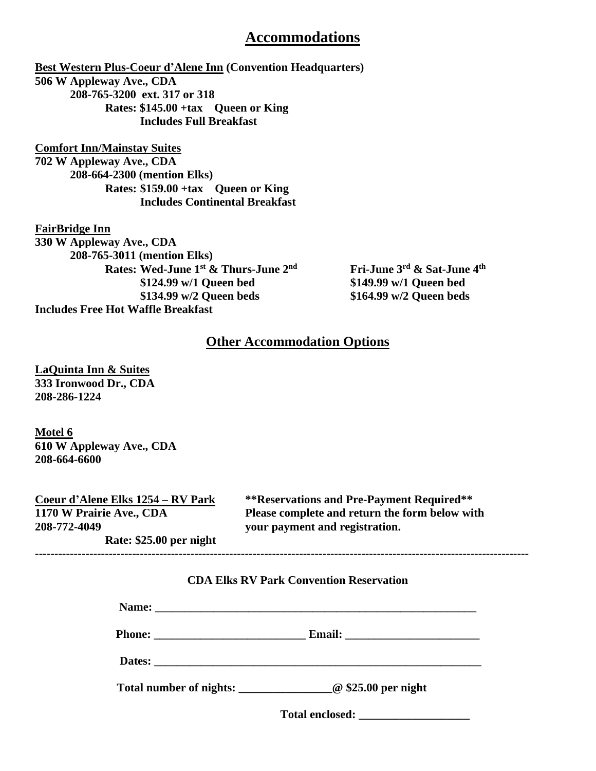# Accommodations

**Best Western Plus-Coeur d'Alene Inn (Convention Headquarters)**
**506 W Appleway Ave., CDA**
**208-765-3200 ext. 317 or 318**
**Rates: $145.00 +tax Queen or King**
**Includes Full Breakfast**

**Comfort Inn/Mainstay Suites**
**702 W Appleway Ave., CDA**
**208-664-2300 (mention Elks)**
**Rates: $159.00 +tax Queen or King**
**Includes Continental Breakfast**

**FairBridge Inn**
**330 W Appleway Ave., CDA**
**208-765-3011 (mention Elks)**

| Rates: Wed-June 1st & Thurs-June 2nd | Fri-June 3rd & Sat-June 4th |
|---|---|
| $124.99 w/1 Queen bed | $149.99 w/1 Queen bed |
| $134.99 w/2 Queen beds | $164.99 w/2 Queen beds |

**Includes Free Hot Waffle Breakfast**

## Other Accommodation Options

**LaQuinta Inn & Suites**
**333 Ironwood Dr., CDA**
**208-286-1224**

**Motel 6**
**610 W Appleway Ave., CDA**
**208-664-6600**

**Coeur d'Alene Elks 1254 – RV Park**
**1170 W Prairie Ave., CDA**
**208-772-4049**
**Rate: $25.00 per night**

**\*\*Reservations and Pre-Payment Required\*\***
**Please complete and return the form below with your payment and registration.**

---

**CDA Elks RV Park Convention Reservation**

**Name:** ____________________________________________________________

**Phone:** __________________________ **Email:** _______________________

**Dates:** ____________________________________________________________

**Total number of nights:** ________________**@ $25.00 per night**

**Total enclosed:** ___________________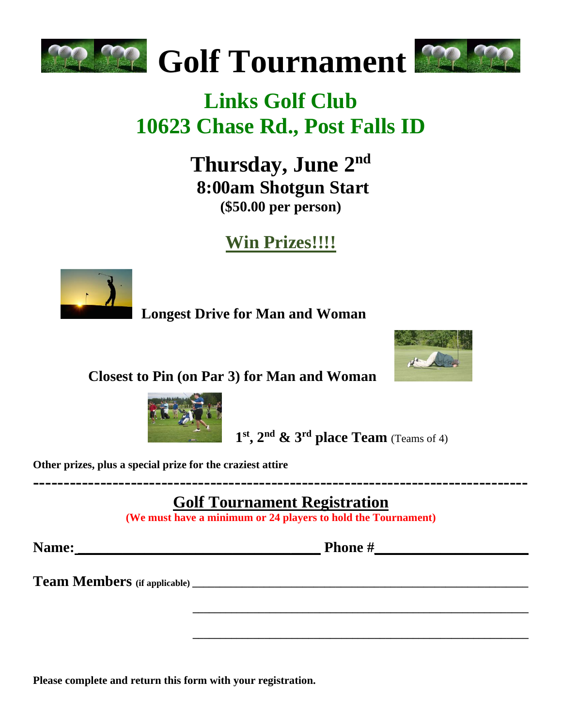# Golf Tournament

## Links Golf Club
## 10623 Chase Rd., Post Falls ID

**Thursday, June 2nd**
**8:00am Shotgun Start**
**($50.00 per person)**

## Win Prizes!!!!

**Longest Drive for Man and Woman**

**Closest to Pin (on Par 3) for Man and Woman**

**1st, 2nd & 3rd place Team** (Teams of 4)

**Other prizes, plus a special prize for the craziest attire**

---

## Golf Tournament Registration

**(We must have a minimum or 24 players to hold the Tournament)**

**Name:**_________________________________ **Phone #**_____________________

**Team Members** **(if applicable)** _____________________________________________

_____________________________________________

_____________________________________________

**Please complete and return this form with your registration.**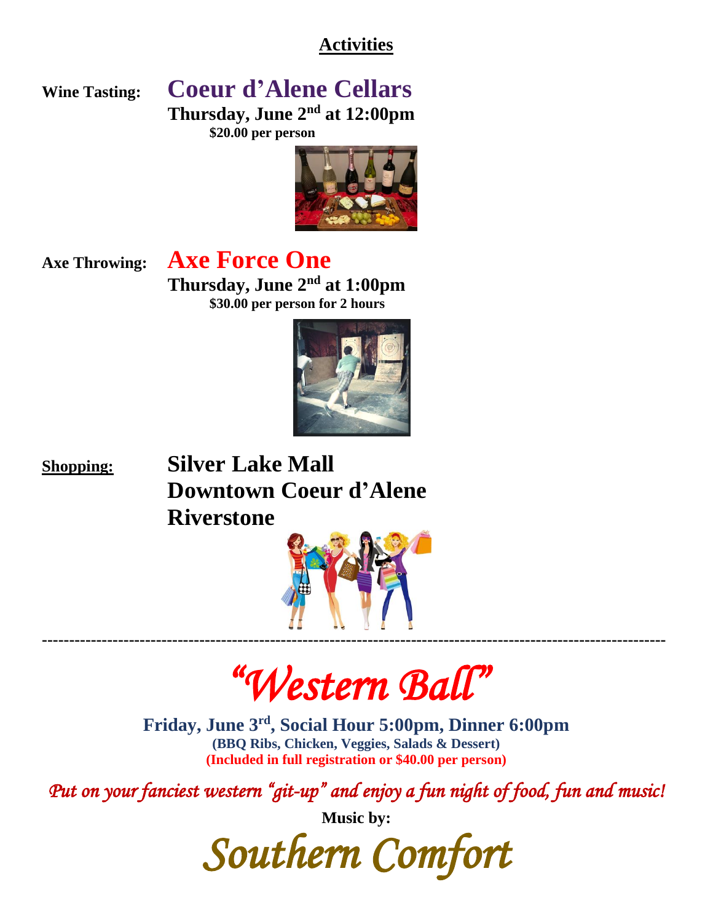## Activities

**Wine Tasting:** **Coeur d'Alene Cellars**

**Thursday, June 2nd at 12:00pm**

**$20.00 per person**

**Axe Throwing:** **Axe Force One**

**Thursday, June 2nd at 1:00pm**

**$30.00 per person for 2 hours**

**Shopping:** **Silver Lake Mall**

**Downtown Coeur d'Alene**

**Riverstone**

---

# *"Western Ball"*

**Friday, June 3rd, Social Hour 5:00pm, Dinner 6:00pm**

**(BBQ Ribs, Chicken, Veggies, Salads & Dessert)**

**(Included in full registration or $40.00 per person)**

*Put on your fanciest western "git-up" and enjoy a fun night of food, fun and music!*

**Music by:**

# *Southern Comfort*